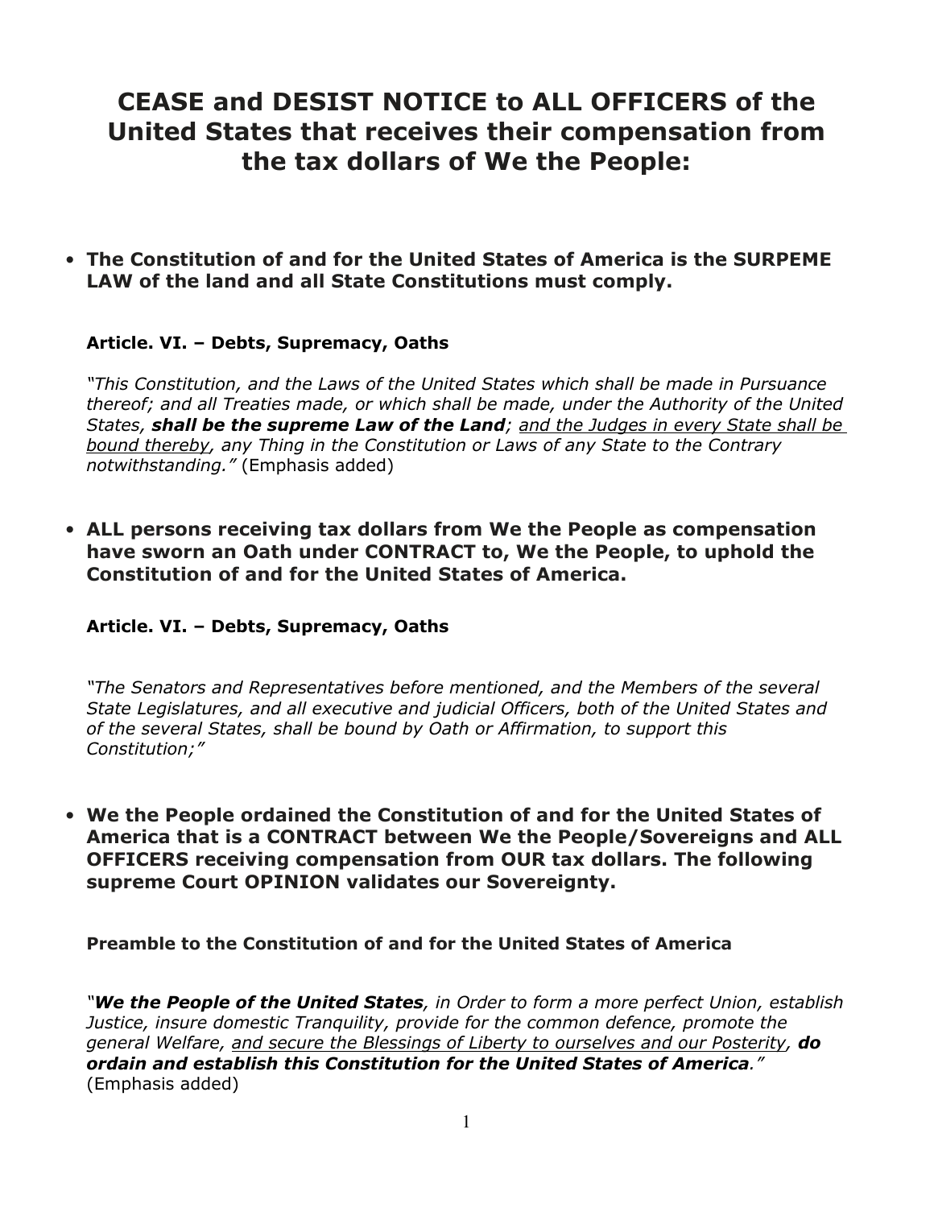# CEASE and DESIST NOTICE to ALL OFFICERS of the United States that receives their compensation from the tax dollars of We the People:

- **The Constitution of and for the United States of America is the SURPEME LAW of the land and all State Constitutions must comply.**

  **Article. VI. – Debts, Supremacy, Oaths**

  *"This Constitution, and the Laws of the United States which shall be made in Pursuance thereof; and all Treaties made, or which shall be made, under the Authority of the United States,* ***shall be the supreme Law of the Land****; <u>and the Judges in every State shall be bound thereby</u>, any Thing in the Constitution or Laws of any State to the Contrary notwithstanding."* (Emphasis added)

- **ALL persons receiving tax dollars from We the People as compensation have sworn an Oath under CONTRACT to, We the People, to uphold the Constitution of and for the United States of America.**

  **Article. VI. – Debts, Supremacy, Oaths**

  *"The Senators and Representatives before mentioned, and the Members of the several State Legislatures, and all executive and judicial Officers, both of the United States and of the several States, shall be bound by Oath or Affirmation, to support this Constitution;"*

- **We the People ordained the Constitution of and for the United States of America that is a CONTRACT between We the People/Sovereigns and ALL OFFICERS receiving compensation from OUR tax dollars. The following supreme Court OPINION validates our Sovereignty.**

  **Preamble to the Constitution of and for the United States of America**

  *"****We the People of the United States****, in Order to form a more perfect Union, establish Justice, insure domestic Tranquility, provide for the common defence, promote the general Welfare, <u>and secure the Blessings of Liberty to ourselves and our Posterity</u>,* ***do ordain and establish this Constitution for the United States of America****."* (Emphasis added)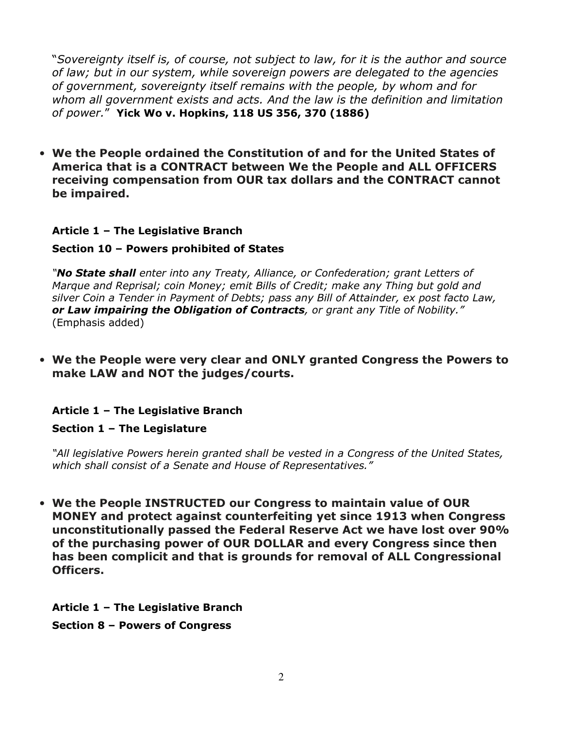"*Sovereignty itself is, of course, not subject to law, for it is the author and source of law; but in our system, while sovereign powers are delegated to the agencies of government, sovereignty itself remains with the people, by whom and for whom all government exists and acts. And the law is the definition and limitation of power.*" **Yick Wo v. Hopkins, 118 US 356, 370 (1886)**

- **We the People ordained the Constitution of and for the United States of America that is a CONTRACT between We the People and ALL OFFICERS receiving compensation from OUR tax dollars and the CONTRACT cannot be impaired.**

**Article 1 – The Legislative Branch**

**Section 10 – Powers prohibited of States**

*"**No State shall** enter into any Treaty, Alliance, or Confederation; grant Letters of Marque and Reprisal; coin Money; emit Bills of Credit; make any Thing but gold and silver Coin a Tender in Payment of Debts; pass any Bill of Attainder, ex post facto Law, **or Law impairing the Obligation of Contracts**, or grant any Title of Nobility."* (Emphasis added)

- **We the People were very clear and ONLY granted Congress the Powers to make LAW and NOT the judges/courts.**

**Article 1 – The Legislative Branch**

**Section 1 – The Legislature**

*"All legislative Powers herein granted shall be vested in a Congress of the United States, which shall consist of a Senate and House of Representatives."*

- **We the People INSTRUCTED our Congress to maintain value of OUR MONEY and protect against counterfeiting yet since 1913 when Congress unconstitutionally passed the Federal Reserve Act we have lost over 90% of the purchasing power of OUR DOLLAR and every Congress since then has been complicit and that is grounds for removal of ALL Congressional Officers.**

**Article 1 – The Legislative Branch**

**Section 8 – Powers of Congress**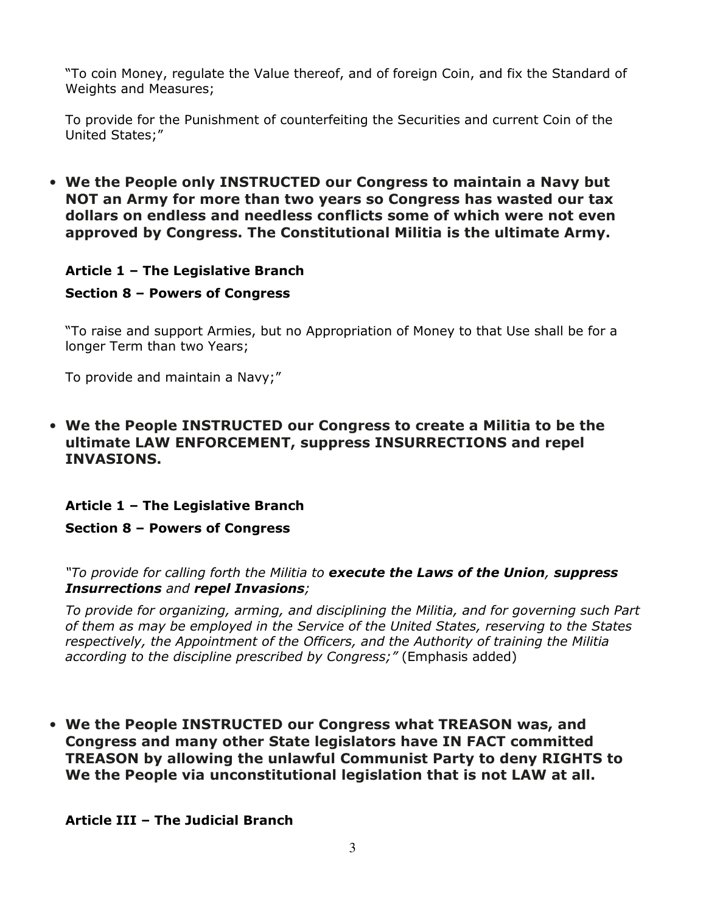"To coin Money, regulate the Value thereof, and of foreign Coin, and fix the Standard of Weights and Measures;

To provide for the Punishment of counterfeiting the Securities and current Coin of the United States;"

- **We the People only INSTRUCTED our Congress to maintain a Navy but NOT an Army for more than two years so Congress has wasted our tax dollars on endless and needless conflicts some of which were not even approved by Congress. The Constitutional Militia is the ultimate Army.**

**Article 1 – The Legislative Branch**

**Section 8 – Powers of Congress**

"To raise and support Armies, but no Appropriation of Money to that Use shall be for a longer Term than two Years;

To provide and maintain a Navy;"

- **We the People INSTRUCTED our Congress to create a Militia to be the ultimate LAW ENFORCEMENT, suppress INSURRECTIONS and repel INVASIONS.**

**Article 1 – The Legislative Branch**

**Section 8 – Powers of Congress**

*"To provide for calling forth the Militia to* ***execute the Laws of the Union****,* ***suppress Insurrections*** *and* ***repel Invasions****;*

*To provide for organizing, arming, and disciplining the Militia, and for governing such Part of them as may be employed in the Service of the United States, reserving to the States respectively, the Appointment of the Officers, and the Authority of training the Militia according to the discipline prescribed by Congress;"* (Emphasis added)

- **We the People INSTRUCTED our Congress what TREASON was, and Congress and many other State legislators have IN FACT committed TREASON by allowing the unlawful Communist Party to deny RIGHTS to We the People via unconstitutional legislation that is not LAW at all.**

**Article III – The Judicial Branch**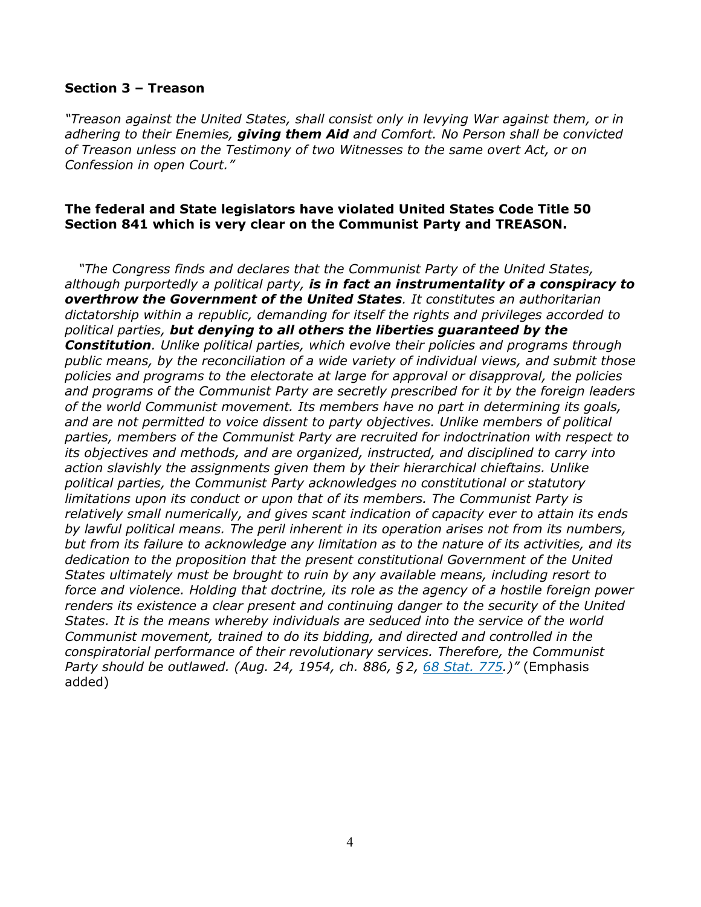**Section 3 – Treason**

*"Treason against the United States, shall consist only in levying War against them, or in adhering to their Enemies, **giving them Aid** and Comfort. No Person shall be convicted of Treason unless on the Testimony of two Witnesses to the same overt Act, or on Confession in open Court."*

**The federal and State legislators have violated United States Code Title 50 Section 841 which is very clear on the Communist Party and TREASON.**

*"The Congress finds and declares that the Communist Party of the United States, although purportedly a political party, **is in fact an instrumentality of a conspiracy to overthrow the Government of the United States**. It constitutes an authoritarian dictatorship within a republic, demanding for itself the rights and privileges accorded to political parties, **but denying to all others the liberties guaranteed by the Constitution**. Unlike political parties, which evolve their policies and programs through public means, by the reconciliation of a wide variety of individual views, and submit those policies and programs to the electorate at large for approval or disapproval, the policies and programs of the Communist Party are secretly prescribed for it by the foreign leaders of the world Communist movement. Its members have no part in determining its goals, and are not permitted to voice dissent to party objectives. Unlike members of political parties, members of the Communist Party are recruited for indoctrination with respect to its objectives and methods, and are organized, instructed, and disciplined to carry into action slavishly the assignments given them by their hierarchical chieftains. Unlike political parties, the Communist Party acknowledges no constitutional or statutory limitations upon its conduct or upon that of its members. The Communist Party is relatively small numerically, and gives scant indication of capacity ever to attain its ends by lawful political means. The peril inherent in its operation arises not from its numbers, but from its failure to acknowledge any limitation as to the nature of its activities, and its dedication to the proposition that the present constitutional Government of the United States ultimately must be brought to ruin by any available means, including resort to force and violence. Holding that doctrine, its role as the agency of a hostile foreign power renders its existence a clear present and continuing danger to the security of the United States. It is the means whereby individuals are seduced into the service of the world Communist movement, trained to do its bidding, and directed and controlled in the conspiratorial performance of their revolutionary services. Therefore, the Communist Party should be outlawed. (Aug. 24, 1954, ch. 886, § 2, 68 Stat. 775.)"* (Emphasis added)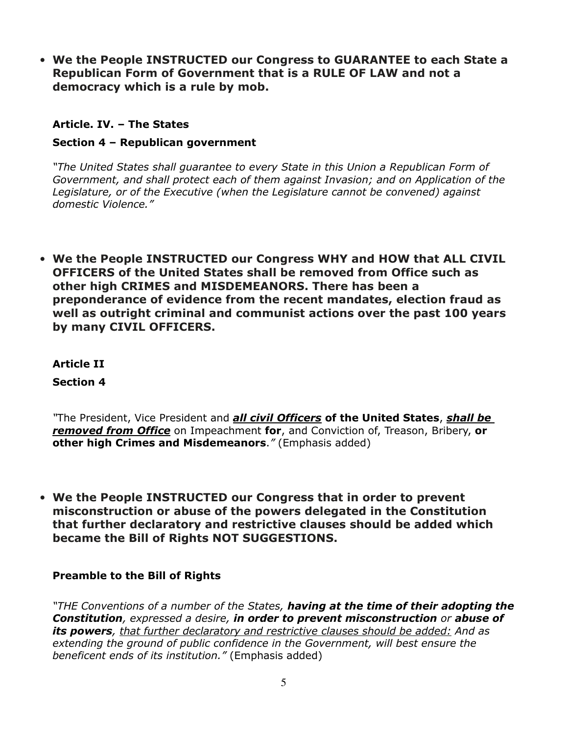- **We the People INSTRUCTED our Congress to GUARANTEE to each State a Republican Form of Government that is a RULE OF LAW and not a democracy which is a rule by mob.**

**Article. IV. – The States**

**Section 4 – Republican government**

*"The United States shall guarantee to every State in this Union a Republican Form of Government, and shall protect each of them against Invasion; and on Application of the Legislature, or of the Executive (when the Legislature cannot be convened) against domestic Violence."*

- **We the People INSTRUCTED our Congress WHY and HOW that ALL CIVIL OFFICERS of the United States shall be removed from Office such as other high CRIMES and MISDEMEANORS. There has been a preponderance of evidence from the recent mandates, election fraud as well as outright criminal and communist actions over the past 100 years by many CIVIL OFFICERS.**

**Article II**

**Section 4**

*"*The President, Vice President and ***<u>all civil Officers</u>*** **of the United States**, ***<u>shall be removed from Office</u>*** on Impeachment **for**, and Conviction of, Treason, Bribery, **or other high Crimes and Misdemeanors**.*"* (Emphasis added)

- **We the People INSTRUCTED our Congress that in order to prevent misconstruction or abuse of the powers delegated in the Constitution that further declaratory and restrictive clauses should be added which became the Bill of Rights NOT SUGGESTIONS.**

**Preamble to the Bill of Rights**

*"THE Conventions of a number of the States,* ***having at the time of their adopting the Constitution****, expressed a desire,* ***in order to prevent misconstruction*** *or* ***abuse of its powers****, <u>that further declaratory and restrictive clauses should be added:</u> And as extending the ground of public confidence in the Government, will best ensure the beneficent ends of its institution."* (Emphasis added)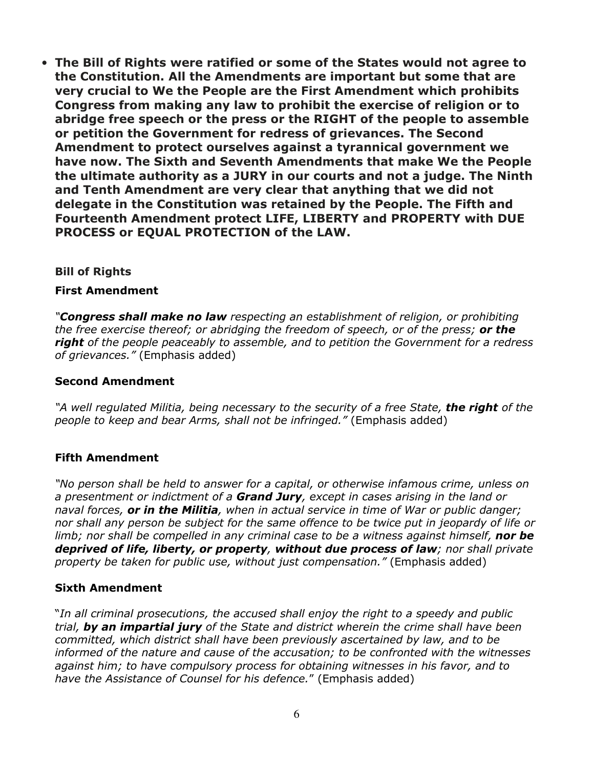- **The Bill of Rights were ratified or some of the States would not agree to the Constitution. All the Amendments are important but some that are very crucial to We the People are the First Amendment which prohibits Congress from making any law to prohibit the exercise of religion or to abridge free speech or the press or the RIGHT of the people to assemble or petition the Government for redress of grievances. The Second Amendment to protect ourselves against a tyrannical government we have now. The Sixth and Seventh Amendments that make We the People the ultimate authority as a JURY in our courts and not a judge. The Ninth and Tenth Amendment are very clear that anything that we did not delegate in the Constitution was retained by the People. The Fifth and Fourteenth Amendment protect LIFE, LIBERTY and PROPERTY with DUE PROCESS or EQUAL PROTECTION of the LAW.**

**Bill of Rights**

**First Amendment**

*"**Congress shall make no law** respecting an establishment of religion, or prohibiting the free exercise thereof; or abridging the freedom of speech, or of the press; **or the right** of the people peaceably to assemble, and to petition the Government for a redress of grievances."* (Emphasis added)

**Second Amendment**

*"A well regulated Militia, being necessary to the security of a free State, **the right** of the people to keep and bear Arms, shall not be infringed."* (Emphasis added)

**Fifth Amendment**

*"No person shall be held to answer for a capital, or otherwise infamous crime, unless on a presentment or indictment of a **Grand Jury**, except in cases arising in the land or naval forces, **or in the Militia**, when in actual service in time of War or public danger; nor shall any person be subject for the same offence to be twice put in jeopardy of life or limb; nor shall be compelled in any criminal case to be a witness against himself, **nor be deprived of life, liberty, or property**, **without due process of law**; nor shall private property be taken for public use, without just compensation."* (Emphasis added)

**Sixth Amendment**

"*In all criminal prosecutions, the accused shall enjoy the right to a speedy and public trial, **by an impartial jury** of the State and district wherein the crime shall have been committed, which district shall have been previously ascertained by law, and to be informed of the nature and cause of the accusation; to be confronted with the witnesses against him; to have compulsory process for obtaining witnesses in his favor, and to have the Assistance of Counsel for his defence.*" (Emphasis added)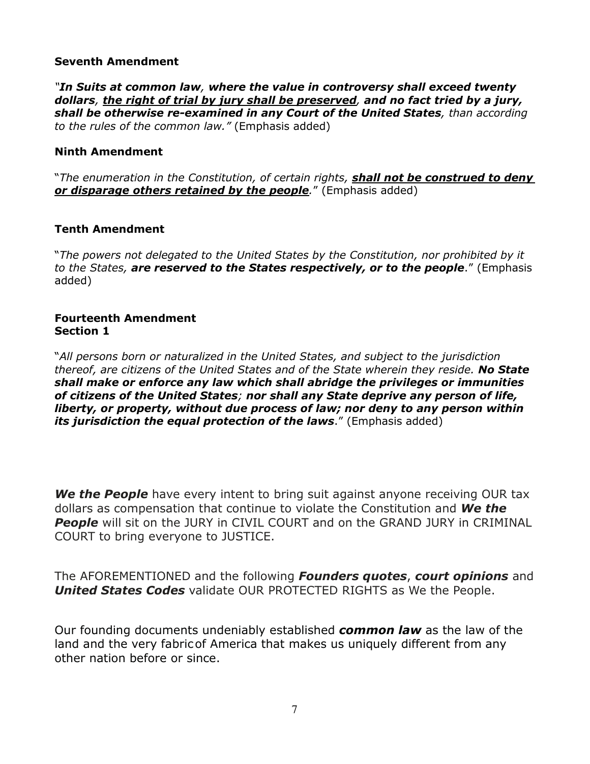### Seventh Amendment

*"**In Suits at common law**, **where the value in controversy shall exceed twenty dollars**, **<u>the right of trial by jury shall be preserved</u>**, **and no fact tried by a jury, shall be otherwise re-examined in any Court of the United States**, than according to the rules of the common law."* (Emphasis added)

### Ninth Amendment

"*The enumeration in the Constitution, of certain rights, **<u>shall not be construed to deny or disparage others retained by the people</u>**.*" (Emphasis added)

### Tenth Amendment

"*The powers not delegated to the United States by the Constitution, nor prohibited by it to the States, **are reserved to the States respectively, or to the people***." (Emphasis added)

### Fourteenth Amendment
### Section 1

"*All persons born or naturalized in the United States, and subject to the jurisdiction thereof, are citizens of the United States and of the State wherein they reside. **No State shall make or enforce any law which shall abridge the privileges or immunities of citizens of the United States**; **nor shall any State deprive any person of life, liberty, or property, without due process of law; nor deny to any person within its jurisdiction the equal protection of the laws***." (Emphasis added)

***We the People*** have every intent to bring suit against anyone receiving OUR tax dollars as compensation that continue to violate the Constitution and ***We the People*** will sit on the JURY in CIVIL COURT and on the GRAND JURY in CRIMINAL COURT to bring everyone to JUSTICE.

The AFOREMENTIONED and the following ***Founders quotes***, ***court opinions*** and ***United States Codes*** validate OUR PROTECTED RIGHTS as We the People.

Our founding documents undeniably established ***common law*** as the law of the land and the very fabric of America that makes us uniquely different from any other nation before or since.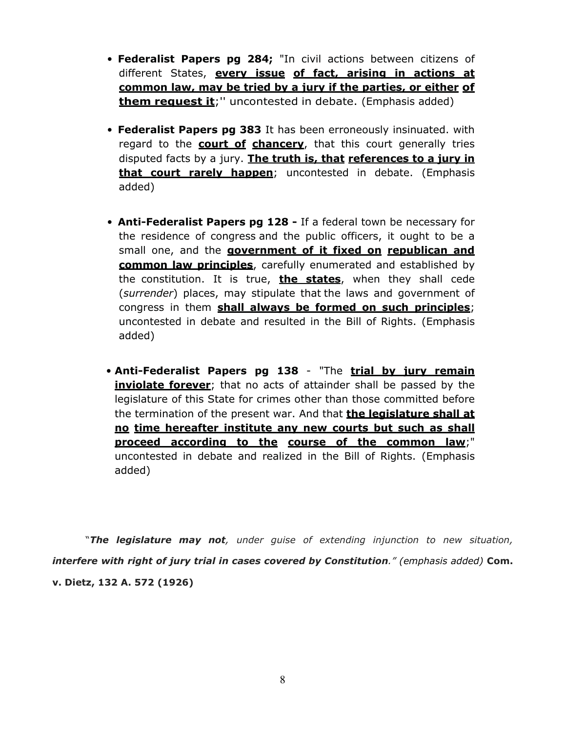- **Federalist Papers pg 284;** "In civil actions between citizens of different States, **every issue of fact, arising in actions at common law, may be tried by a jury if the parties, or either of them request it**;'' uncontested in debate. (Emphasis added)

- **Federalist Papers pg 383** It has been erroneously insinuated. with regard to the **court of chancery**, that this court generally tries disputed facts by a jury. **The truth is, that references to a jury in that court rarely happen**; uncontested in debate. (Emphasis added)

- **Anti-Federalist Papers pg 128 -** If a federal town be necessary for the residence of congress and the public officers, it ought to be a small one, and the **government of it fixed on republican and common law principles**, carefully enumerated and established by the constitution. It is true, **the states**, when they shall cede (*surrender*) places, may stipulate that the laws and government of congress in them **shall always be formed on such principles**; uncontested in debate and resulted in the Bill of Rights. (Emphasis added)

- **Anti-Federalist Papers pg 138** - "The **trial by jury remain inviolate forever**; that no acts of attainder shall be passed by the legislature of this State for crimes other than those committed before the termination of the present war. And that **the legislature shall at no time hereafter institute any new courts but such as shall proceed according to the course of the common law**;" uncontested in debate and realized in the Bill of Rights. (Emphasis added)

"***The legislature may not**, under guise of extending injunction to new situation, **interfere with right of jury trial in cases covered by Constitution**." (emphasis added)* **Com. v. Dietz, 132 A. 572 (1926)**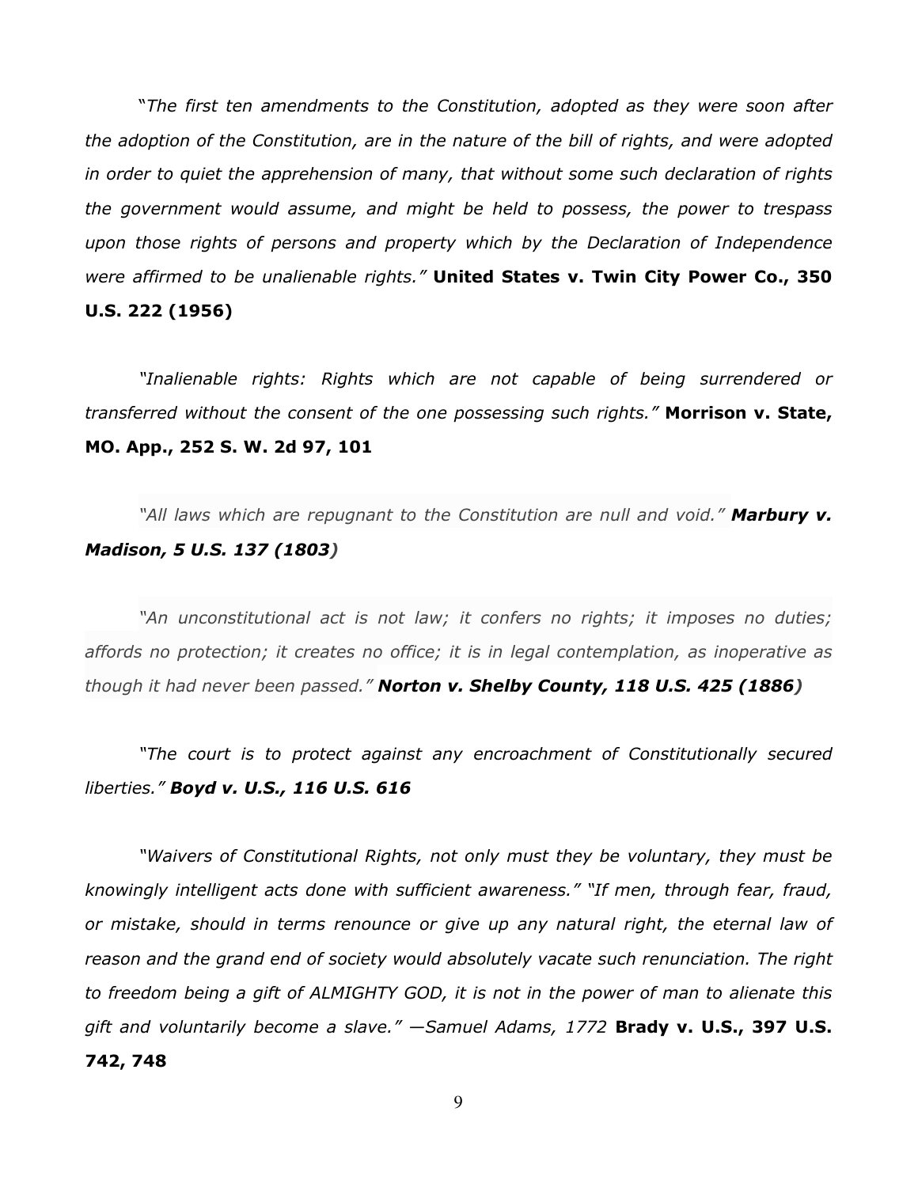*"The first ten amendments to the Constitution, adopted as they were soon after the adoption of the Constitution, are in the nature of the bill of rights, and were adopted in order to quiet the apprehension of many, that without some such declaration of rights the government would assume, and might be held to possess, the power to trespass upon those rights of persons and property which by the Declaration of Independence were affirmed to be unalienable rights."* **United States v. Twin City Power Co., 350 U.S. 222 (1956)**

*"Inalienable rights: Rights which are not capable of being surrendered or transferred without the consent of the one possessing such rights."* **Morrison v. State, MO. App., 252 S. W. 2d 97, 101**

*"All laws which are repugnant to the Constitution are null and void."* ***Marbury v. Madison, 5 U.S. 137 (1803)***

*"An unconstitutional act is not law; it confers no rights; it imposes no duties; affords no protection; it creates no office; it is in legal contemplation, as inoperative as though it had never been passed."* ***Norton v. Shelby County, 118 U.S. 425 (1886)***

*"The court is to protect against any encroachment of Constitutionally secured liberties."* ***Boyd v. U.S., 116 U.S. 616***

*"Waivers of Constitutional Rights, not only must they be voluntary, they must be knowingly intelligent acts done with sufficient awareness." "If men, through fear, fraud, or mistake, should in terms renounce or give up any natural right, the eternal law of reason and the grand end of society would absolutely vacate such renunciation. The right to freedom being a gift of ALMIGHTY GOD, it is not in the power of man to alienate this gift and voluntarily become a slave." —Samuel Adams, 1772* **Brady v. U.S., 397 U.S. 742, 748**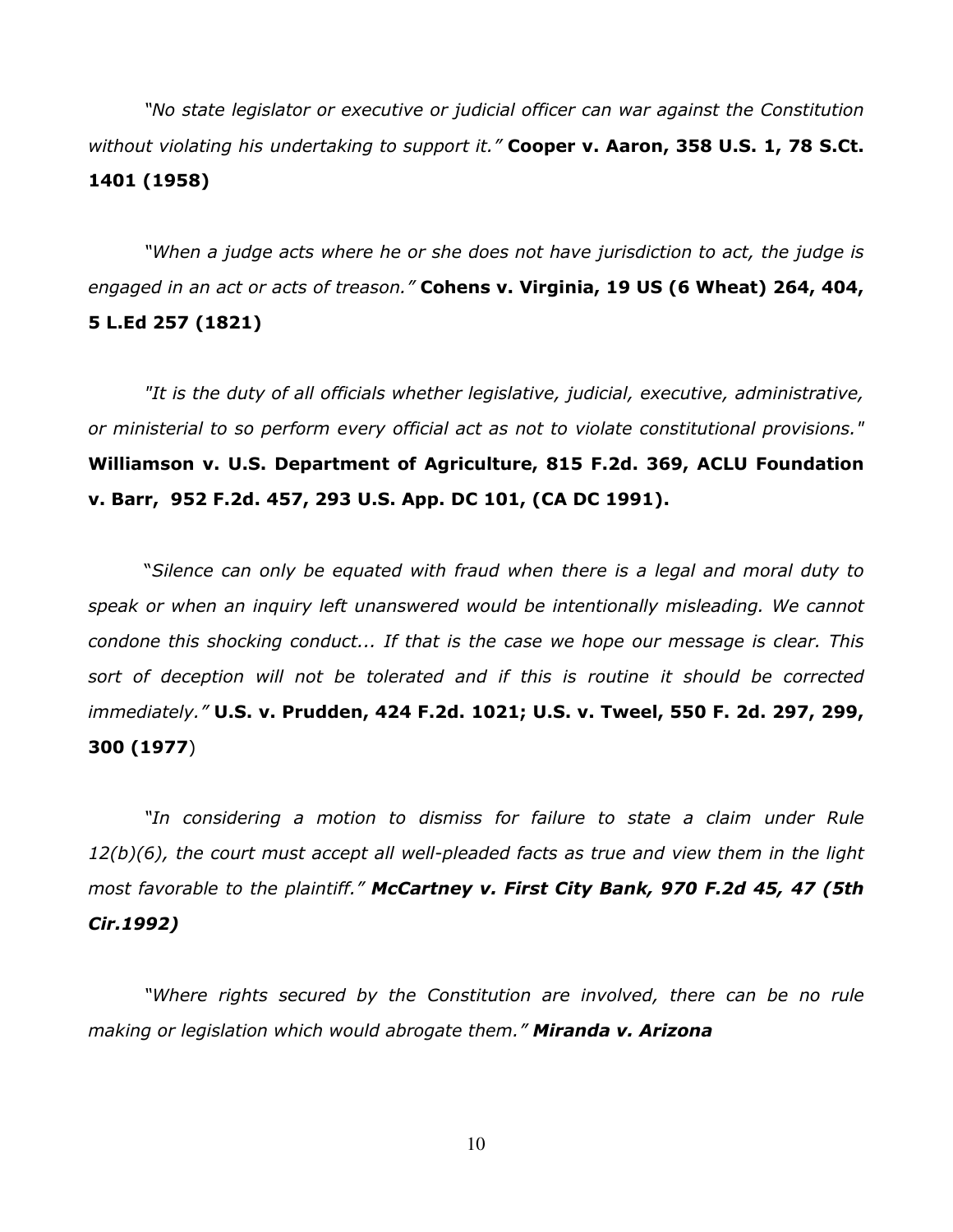*"No state legislator or executive or judicial officer can war against the Constitution without violating his undertaking to support it."* **Cooper v. Aaron, 358 U.S. 1, 78 S.Ct. 1401 (1958)**

*"When a judge acts where he or she does not have jurisdiction to act, the judge is engaged in an act or acts of treason."* **Cohens v. Virginia, 19 US (6 Wheat) 264, 404, 5 L.Ed 257 (1821)**

*"It is the duty of all officials whether legislative, judicial, executive, administrative, or ministerial to so perform every official act as not to violate constitutional provisions."* **Williamson v. U.S. Department of Agriculture, 815 F.2d. 369, ACLU Foundation v. Barr, 952 F.2d. 457, 293 U.S. App. DC 101, (CA DC 1991).**

*"Silence can only be equated with fraud when there is a legal and moral duty to speak or when an inquiry left unanswered would be intentionally misleading. We cannot condone this shocking conduct... If that is the case we hope our message is clear. This sort of deception will not be tolerated and if this is routine it should be corrected immediately."* **U.S. v. Prudden, 424 F.2d. 1021; U.S. v. Tweel, 550 F. 2d. 297, 299, 300 (1977**)

*"In considering a motion to dismiss for failure to state a claim under Rule 12(b)(6), the court must accept all well-pleaded facts as true and view them in the light most favorable to the plaintiff."* ***McCartney v. First City Bank, 970 F.2d 45, 47 (5th Cir.1992)***

*"Where rights secured by the Constitution are involved, there can be no rule making or legislation which would abrogate them."* ***Miranda v. Arizona***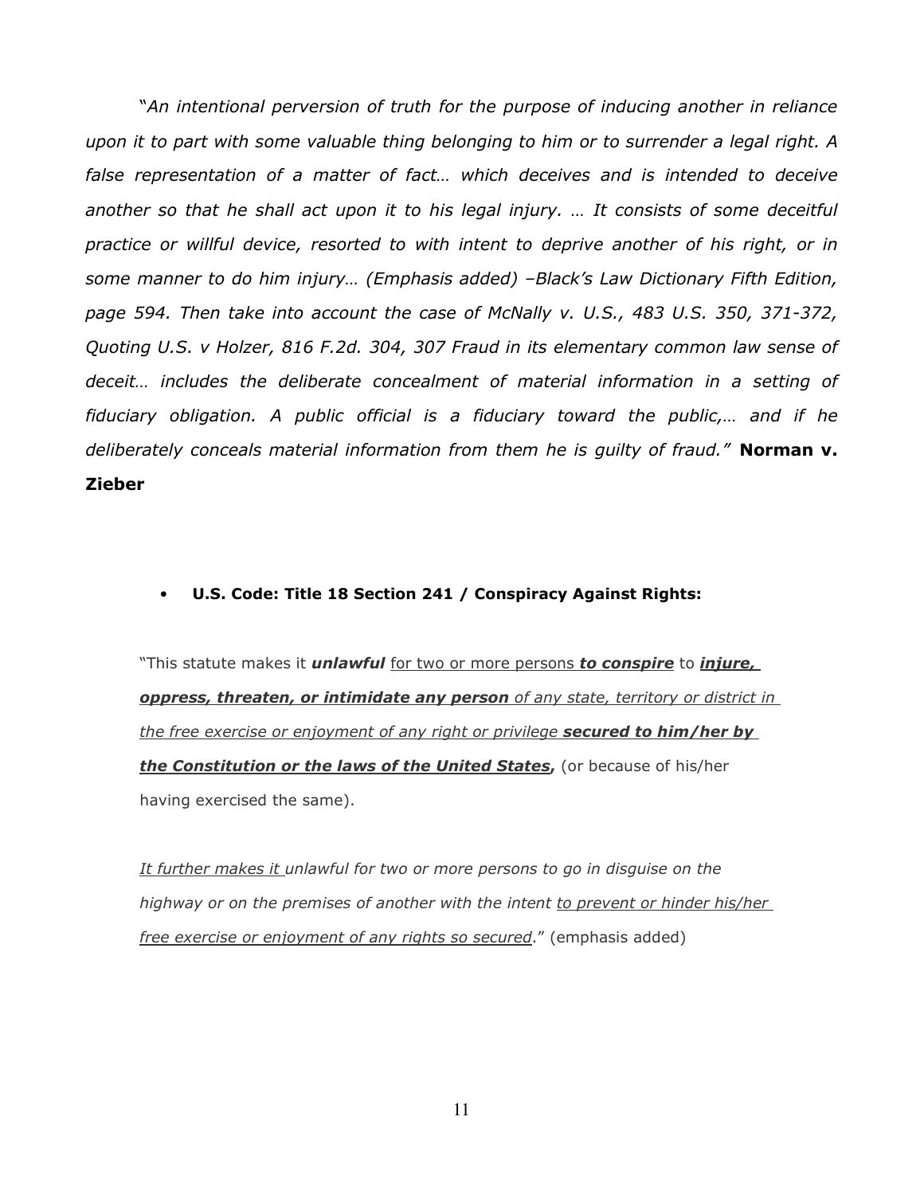"*An intentional perversion of truth for the purpose of inducing another in reliance upon it to part with some valuable thing belonging to him or to surrender a legal right. A false representation of a matter of fact… which deceives and is intended to deceive another so that he shall act upon it to his legal injury. … It consists of some deceitful practice or willful device, resorted to with intent to deprive another of his right, or in some manner to do him injury… (Emphasis added) –Black's Law Dictionary Fifth Edition, page 594. Then take into account the case of McNally v. U.S., 483 U.S. 350, 371-372, Quoting U.S. v Holzer, 816 F.2d. 304, 307 Fraud in its elementary common law sense of deceit… includes the deliberate concealment of material information in a setting of fiduciary obligation. A public official is a fiduciary toward the public,… and if he deliberately conceals material information from them he is guilty of fraud."* **Norman v. Zieber**

- **U.S. Code: Title 18 Section 241 / Conspiracy Against Rights:**

"This statute makes it ***unlawful*** <u>for two or more persons ***to conspire***</u> to <u>***injure, oppress, threaten, or intimidate any person*** *of any state, territory or district in the free exercise or enjoyment of any right or privilege* ***secured to him/her by the Constitution or the laws of the United States***</u>**,** (or because of his/her having exercised the same).

*<u>It further makes it</u> unlawful for two or more persons to go in disguise on the highway or on the premises of another with the intent <u>to prevent or hinder his/her free exercise or enjoyment of any rights so secured</u>.*" (emphasis added)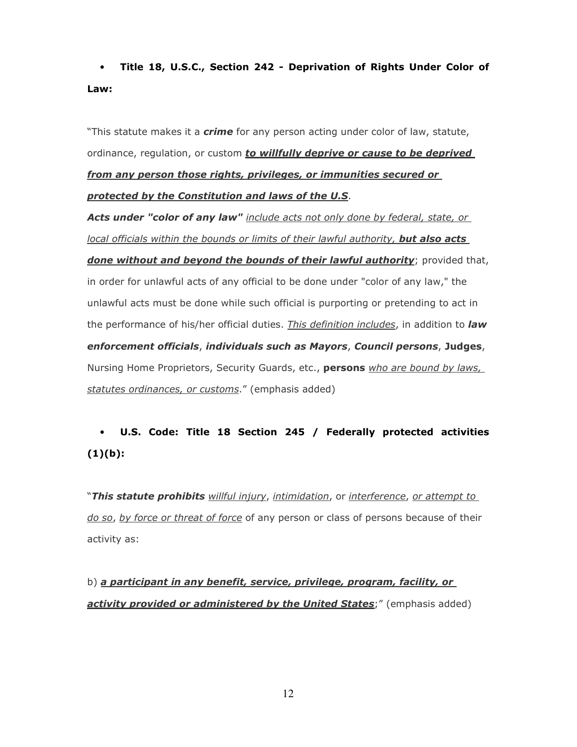- **Title 18, U.S.C., Section 242 - Deprivation of Rights Under Color of Law:**

"This statute makes it a ***crime*** for any person acting under color of law, statute, ordinance, regulation, or custom ***to willfully deprive or cause to be deprived from any person those rights, privileges, or immunities secured or protected by the Constitution and laws of the U.S***.

***Acts under "color of any law"*** *include acts not only done by federal, state, or local officials within the bounds or limits of their lawful authority,* ***but also acts done without and beyond the bounds of their lawful authority***; provided that, in order for unlawful acts of any official to be done under "color of any law," the unlawful acts must be done while such official is purporting or pretending to act in the performance of his/her official duties. *This definition includes*, in addition to ***law enforcement officials***, ***individuals such as Mayors***, ***Council persons***, **Judges**, Nursing Home Proprietors, Security Guards, etc., **persons** *who are bound by laws, statutes ordinances, or customs*." (emphasis added)

- **U.S. Code: Title 18 Section 245 / Federally protected activities (1)(b):**

"***This statute prohibits*** *willful injury*, *intimidation*, or *interference*, *or attempt to do so*, *by force or threat of force* of any person or class of persons because of their activity as:

b) ***a participant in any benefit, service, privilege, program, facility, or activity provided or administered by the United States***;" (emphasis added)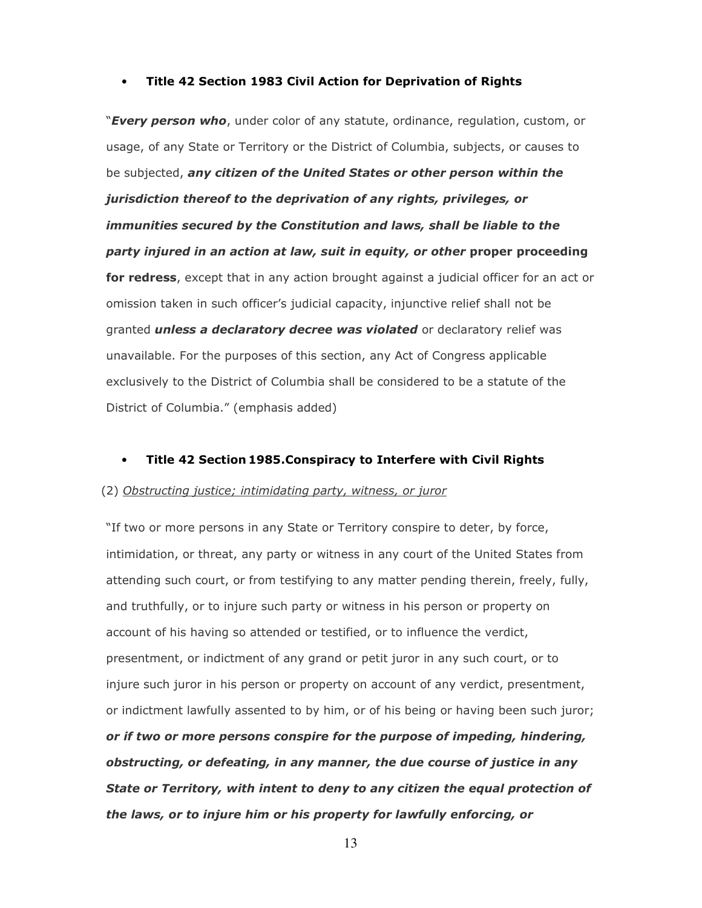- **Title 42 Section 1983 Civil Action for Deprivation of Rights**

"***Every person who***, under color of any statute, ordinance, regulation, custom, or usage, of any State or Territory or the District of Columbia, subjects, or causes to be subjected, ***any citizen of the United States or other person within the jurisdiction thereof to the deprivation of any rights, privileges, or immunities secured by the Constitution and laws, shall be liable to the party injured in an action at law, suit in equity, or other* proper proceeding for redress**, except that in any action brought against a judicial officer for an act or omission taken in such officer's judicial capacity, injunctive relief shall not be granted ***unless a declaratory decree was violated*** or declaratory relief was unavailable. For the purposes of this section, any Act of Congress applicable exclusively to the District of Columbia shall be considered to be a statute of the District of Columbia." (emphasis added)

- **Title 42 Section 1985.Conspiracy to Interfere with Civil Rights**

(2) <u>*Obstructing justice; intimidating party, witness, or juror*</u>

"If two or more persons in any State or Territory conspire to deter, by force, intimidation, or threat, any party or witness in any court of the United States from attending such court, or from testifying to any matter pending therein, freely, fully, and truthfully, or to injure such party or witness in his person or property on account of his having so attended or testified, or to influence the verdict, presentment, or indictment of any grand or petit juror in any such court, or to injure such juror in his person or property on account of any verdict, presentment, or indictment lawfully assented to by him, or of his being or having been such juror; ***or if two or more persons conspire for the purpose of impeding, hindering, obstructing, or defeating, in any manner, the due course of justice in any State or Territory, with intent to deny to any citizen the equal protection of the laws, or to injure him or his property for lawfully enforcing, or***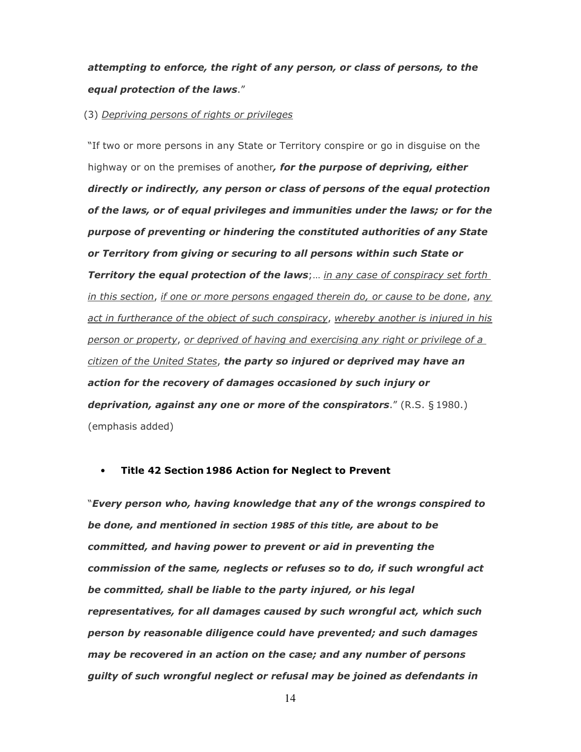***attempting to enforce, the right of any person, or class of persons, to the equal protection of the laws***."

(3) <u>Depriving persons of rights or privileges</u>

"If two or more persons in any State or Territory conspire or go in disguise on the highway or on the premises of another***, for the purpose of depriving, either directly or indirectly, any person or class of persons of the equal protection of the laws, or of equal privileges and immunities under the laws; or for the purpose of preventing or hindering the constituted authorities of any State or Territory from giving or securing to all persons within such State or Territory the equal protection of the laws***;… <u>in any case of conspiracy set forth in this section</u>, <u>if one or more persons engaged therein do, or cause to be done</u>, <u>any act in furtherance of the object of such conspiracy</u>, <u>whereby another is injured in his person or property</u>, <u>or deprived of having and exercising any right or privilege of a citizen of the United States</u>, ***the party so injured or deprived may have an action for the recovery of damages occasioned by such injury or deprivation, against any one or more of the conspirators***." (R.S. § 1980.) (emphasis added)

- **Title 42 Section 1986 Action for Neglect to Prevent**

"***Every person who, having knowledge that any of the wrongs conspired to be done, and mentioned in section 1985 of this title, are about to be committed, and having power to prevent or aid in preventing the commission of the same, neglects or refuses so to do, if such wrongful act be committed, shall be liable to the party injured, or his legal representatives, for all damages caused by such wrongful act, which such person by reasonable diligence could have prevented; and such damages may be recovered in an action on the case; and any number of persons guilty of such wrongful neglect or refusal may be joined as defendants in***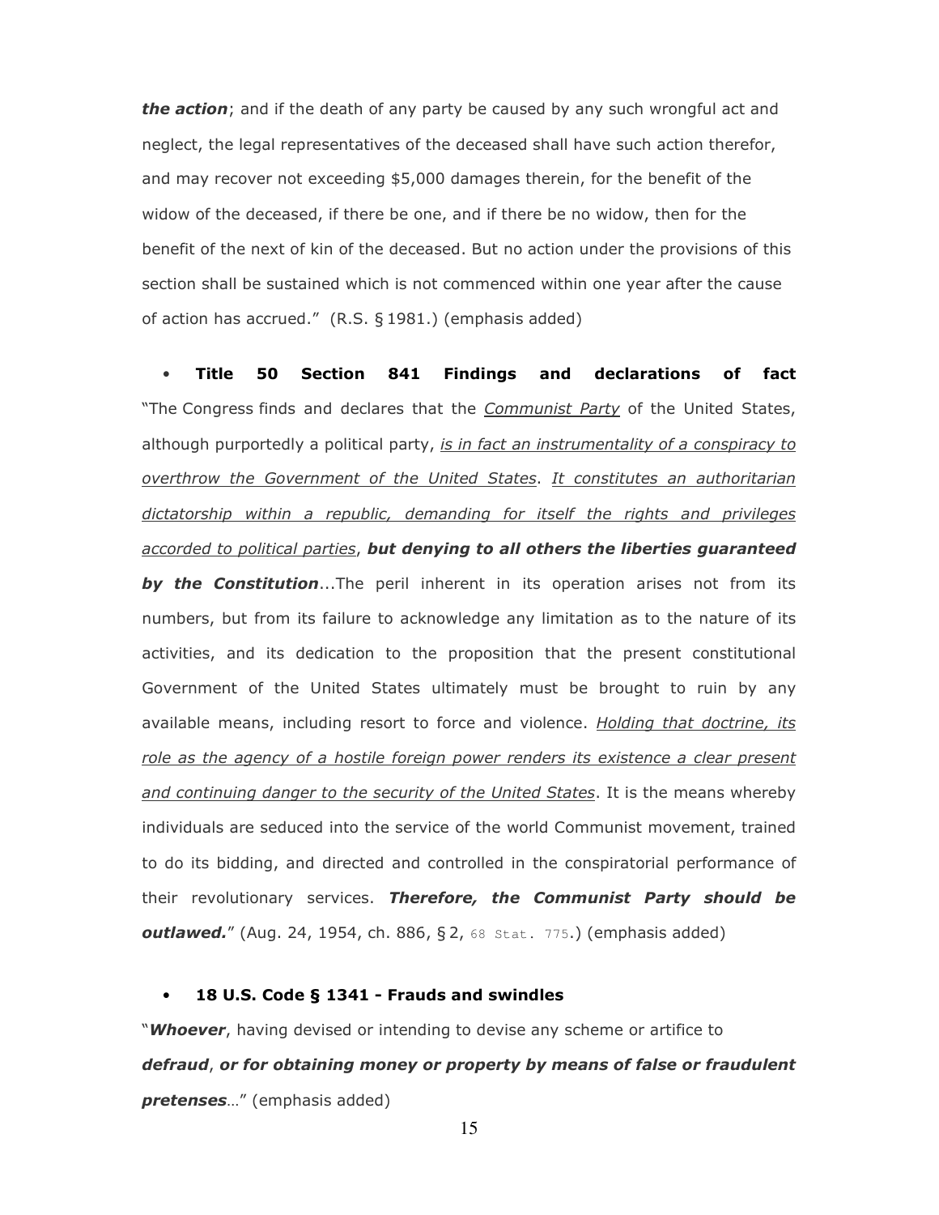***the action***; and if the death of any party be caused by any such wrongful act and neglect, the legal representatives of the deceased shall have such action therefor, and may recover not exceeding $5,000 damages therein, for the benefit of the widow of the deceased, if there be one, and if there be no widow, then for the benefit of the next of kin of the deceased. But no action under the provisions of this section shall be sustained which is not commenced within one year after the cause of action has accrued." (R.S. § 1981.) (emphasis added)

- **Title 50 Section 841 Findings and declarations of fact** "The Congress finds and declares that the <u>*Communist Party*</u> of the United States, although purportedly a political party, <u>*is in fact an instrumentality of a conspiracy to overthrow the Government of the United States*</u>. <u>*It constitutes an authoritarian dictatorship within a republic, demanding for itself the rights and privileges accorded to political parties*</u>, ***but denying to all others the liberties guaranteed by the Constitution***...The peril inherent in its operation arises not from its numbers, but from its failure to acknowledge any limitation as to the nature of its activities, and its dedication to the proposition that the present constitutional Government of the United States ultimately must be brought to ruin by any available means, including resort to force and violence. <u>*Holding that doctrine, its role as the agency of a hostile foreign power renders its existence a clear present and continuing danger to the security of the United States*</u>. It is the means whereby individuals are seduced into the service of the world Communist movement, trained to do its bidding, and directed and controlled in the conspiratorial performance of their revolutionary services. ***Therefore, the Communist Party should be outlawed.***" (Aug. 24, 1954, ch. 886, § 2, 68 Stat. 775.) (emphasis added)

- **18 U.S. Code § 1341 - Frauds and swindles**

"***Whoever***, having devised or intending to devise any scheme or artifice to ***defraud***, ***or for obtaining money or property by means of false or fraudulent pretenses***…" (emphasis added)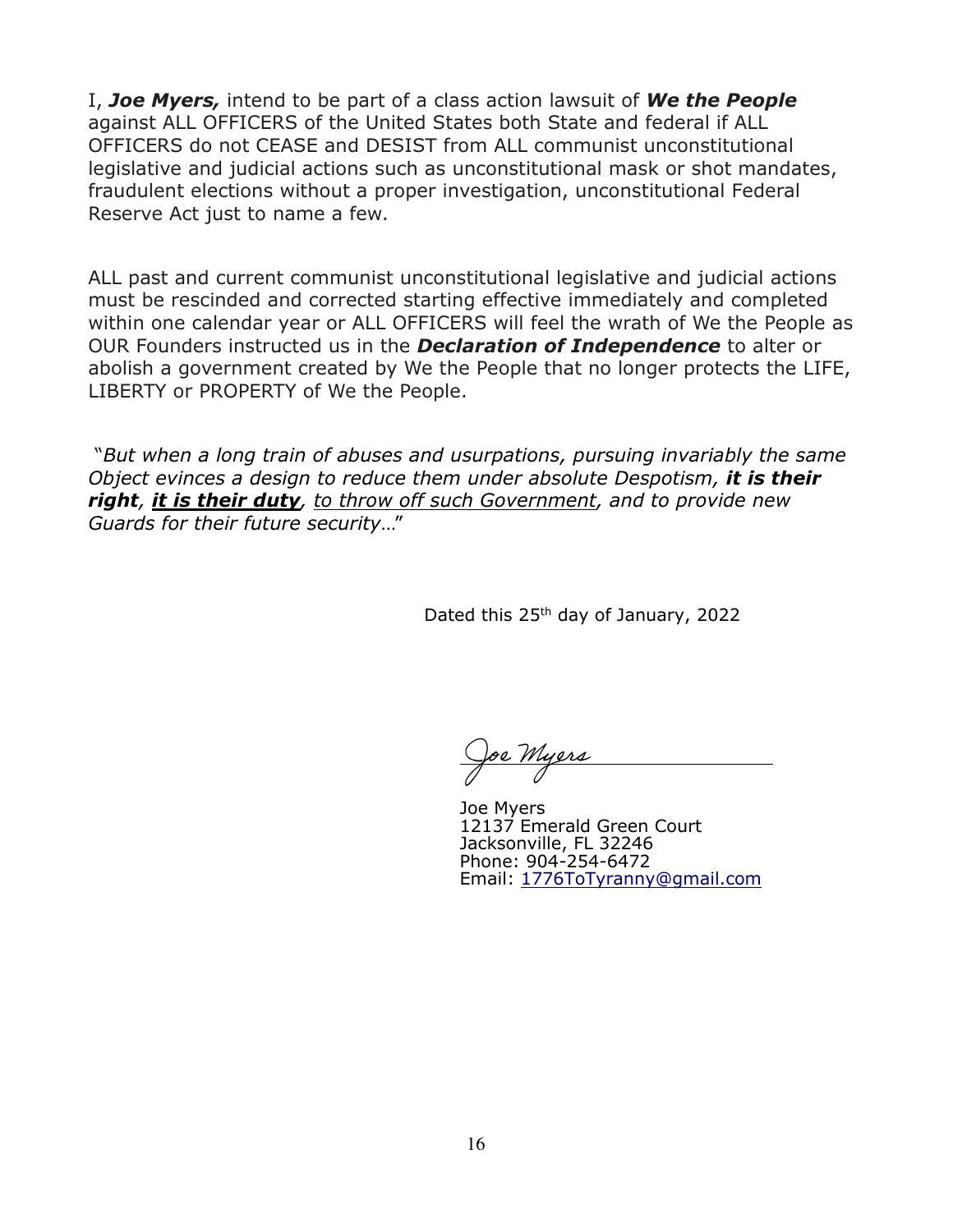I, ***Joe Myers,*** intend to be part of a class action lawsuit of ***We the People*** against ALL OFFICERS of the United States both State and federal if ALL OFFICERS do not CEASE and DESIST from ALL communist unconstitutional legislative and judicial actions such as unconstitutional mask or shot mandates, fraudulent elections without a proper investigation, unconstitutional Federal Reserve Act just to name a few.

ALL past and current communist unconstitutional legislative and judicial actions must be rescinded and corrected starting effective immediately and completed within one calendar year or ALL OFFICERS will feel the wrath of We the People as OUR Founders instructed us in the ***Declaration of Independence*** to alter or abolish a government created by We the People that no longer protects the LIFE, LIBERTY or PROPERTY of We the People.

"*But when a long train of abuses and usurpations, pursuing invariably the same Object evinces a design to reduce them under absolute Despotism, **it is their right**, <u>**it is their duty**</u>, <u>to throw off such Government</u>, and to provide new Guards for their future security…*"

Dated this 25th day of January, 2022

*Joe Myers*

Joe Myers
12137 Emerald Green Court
Jacksonville, FL 32246
Phone: 904-254-6472
Email: 1776ToTyranny@gmail.com